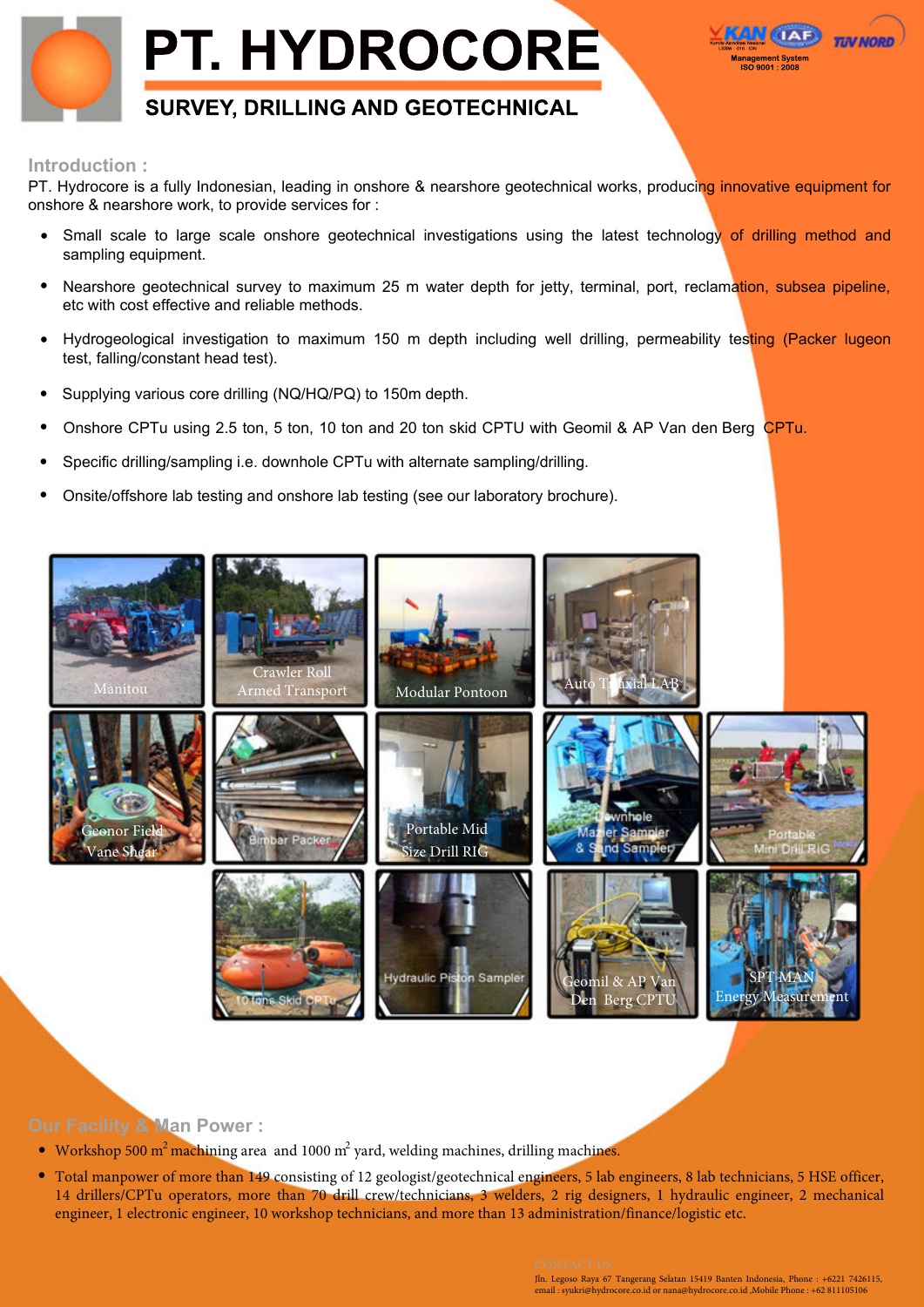# PT. HYDROCORE

## SURVEY, DRILLING AND GEOTECHNICAL

Management System ISO 9001 : 2008

### Introduction :

PT. Hydrocore is a fully Indonesian, leading in onshore & nearshore geotechnical works, producing innovative equipment for onshore & nearshore work, to provide services for :

- Small scale to large scale onshore geotechnical investigations using the latest technology of drilling method and sampling equipment.
- Nearshore geotechnical survey to maximum 25 m water depth for jetty, terminal, port, reclamation, subsea pipeline, etc with cost effective and reliable methods.
- Hydrogeological investigation to maximum 150 m depth including well drilling, permeability testing (Packer lugeon test, falling/constant head test).
- Supplying various core drilling (NQ/HQ/PQ) to 150m depth.
- Onshore CPTu using 2.5 ton, 5 ton, 10 ton and 20 ton skid CPTU with Geomil & AP Van den Berg CPTu.
- Specific drilling/sampling i.e. downhole CPTu with alternate sampling/drilling.
- Onsite/offshore lab testing and onshore lab testing (see our laboratory brochure).

Manitou

Crawler Roll Armed Transport

Modular Pontoon

Auto Triaxial LAB

Geonor Field Vane Shear

Bimbar Packer

Portable Mid Size Drill RIG

Downhole Mazier Sampler & Sand Sampler

Portable Mini Drill RIG

10 tons Skid CPTu

Hydraulic Piston Sampler

Geomil & AP Van Den Berg CPTU

SPT-MAN Energy Measurement

### Our Facility & Man Power :

- Workshop 500 m$^2$ machining area and 1000 m$^2$ yard, welding machines, drilling machines.
- Total manpower of more than 149 consisting of 12 geologist/geotechnical engineers, 5 lab engineers, 8 lab technicians, 5 HSE officer, 14 drillers/CPTu operators, more than 70 drill crew/technicians, 3 welders, 2 rig designers, 1 hydraulic engineer, 2 mechanical engineer, 1 electronic engineer, 10 workshop technicians, and more than 13 administration/finance/logistic etc.

CONTACT US :

Jln. Legoso Raya 67 Tangerang Selatan 15419 Banten Indonesia, Phone : +6221 7426115, email : syukri@hydrocore.co.id or nana@hydrocore.co.id ,Mobile Phone : +62 811105106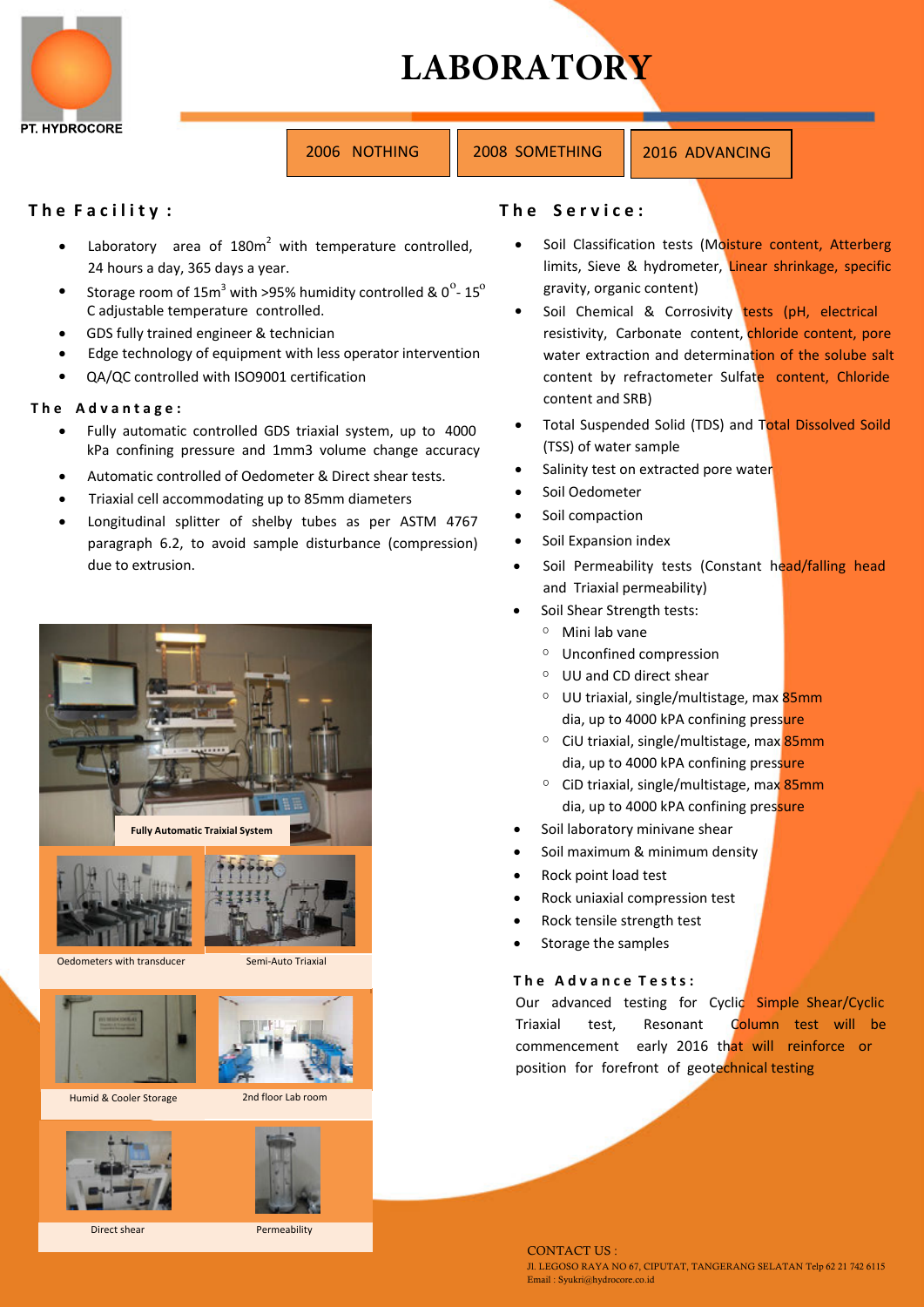PT. HYDROCORE

# LABORATORY

2006 NOTHING | 2008 SOMETHING | 2016 ADVANCING

## The Facility:

- Laboratory area of 180m$^2$ with temperature controlled, 24 hours a day, 365 days a year.
- Storage room of 15m$^3$ with >95% humidity controlled & 0$^o$- 15$^o$ C adjustable temperature controlled.
- GDS fully trained engineer & technician
- Edge technology of equipment with less operator intervention
- QA/QC controlled with ISO9001 certification

## The Advantage:

- Fully automatic controlled GDS triaxial system, up to 4000 kPa confining pressure and 1mm3 volume change accuracy
- Automatic controlled of Oedometer & Direct shear tests.
- Triaxial cell accommodating up to 85mm diameters
- Longitudinal splitter of shelby tubes as per ASTM 4767 paragraph 6.2, to avoid sample disturbance (compression) due to extrusion.

Fully Automatic Traixial System

Oedometers with transducer

Semi-Auto Triaxial

Humid & Cooler Storage

2nd floor Lab room

Direct shear

Permeability

## The Service:

- Soil Classification tests (Moisture content, Atterberg limits, Sieve & hydrometer, Linear shrinkage, specific gravity, organic content)
- Soil Chemical & Corrosivity tests (pH, electrical resistivity, Carbonate content, chloride content, pore water extraction and determination of the solube salt content by refractometer Sulfate content, Chloride content and SRB)
- Total Suspended Solid (TDS) and Total Dissolved Soild (TSS) of water sample
- Salinity test on extracted pore water
- Soil Oedometer
- Soil compaction
- Soil Expansion index
- Soil Permeability tests (Constant head/falling head and Triaxial permeability)
- Soil Shear Strength tests:
  - Mini lab vane
  - Unconfined compression
  - UU and CD direct shear
  - UU triaxial, single/multistage, max 85mm dia, up to 4000 kPA confining pressure
  - CiU triaxial, single/multistage, max 85mm dia, up to 4000 kPA confining pressure
  - CiD triaxial, single/multistage, max 85mm dia, up to 4000 kPA confining pressure
- Soil laboratory minivane shear
- Soil maximum & minimum density
- Rock point load test
- Rock uniaxial compression test
- Rock tensile strength test
- Storage the samples

## The Advance Tests:

Our advanced testing for Cyclic Simple Shear/Cyclic Triaxial test, Resonant Column test will be commencement early 2016 that will reinforce or position for forefront of geotechnical testing

CONTACT US :
Jl. LEGOSO RAYA NO 67, CIPUTAT, TANGERANG SELATAN Telp 62 21 742 6115
Email : Syukri@hydrocore.co.id